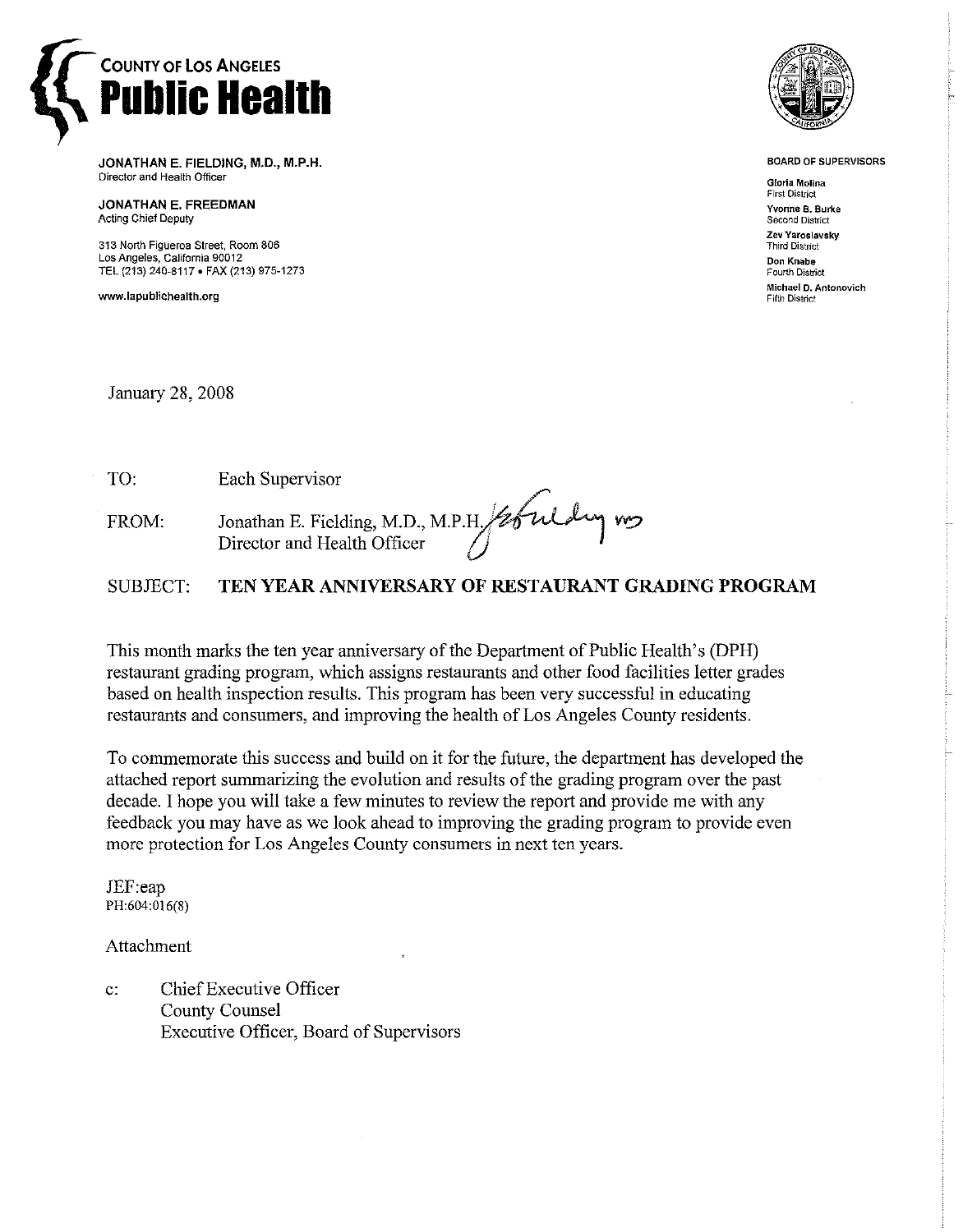# COUNTY OF LOS ANGELES
# Public Health

**JONATHAN E. FIELDING, M.D., M.P.H.**
Director and Health Officer

**JONATHAN E. FREEDMAN**
Acting Chief Deputy

313 North Figueroa Street, Room 806
Los Angeles, California 90012
TEL (213) 240-8117 • FAX (213) 975-1273

www.lapublichealth.org

**BOARD OF SUPERVISORS**

**Gloria Molina**
First District
**Yvonne B. Burke**
Second District
**Zev Yaroslavsky**
Third District
**Don Knabe**
Fourth District
**Michael D. Antonovich**
Fifth District

January 28, 2008

TO: Each Supervisor

FROM: Jonathan E. Fielding, M.D., M.P.H.
Director and Health Officer

SUBJECT: **TEN YEAR ANNIVERSARY OF RESTAURANT GRADING PROGRAM**

This month marks the ten year anniversary of the Department of Public Health's (DPH) restaurant grading program, which assigns restaurants and other food facilities letter grades based on health inspection results. This program has been very successful in educating restaurants and consumers, and improving the health of Los Angeles County residents.

To commemorate this success and build on it for the future, the department has developed the attached report summarizing the evolution and results of the grading program over the past decade. I hope you will take a few minutes to review the report and provide me with any feedback you may have as we look ahead to improving the grading program to provide even more protection for Los Angeles County consumers in next ten years.

JEF:eap
PH:604:016(8)

Attachment

c: Chief Executive Officer
County Counsel
Executive Officer, Board of Supervisors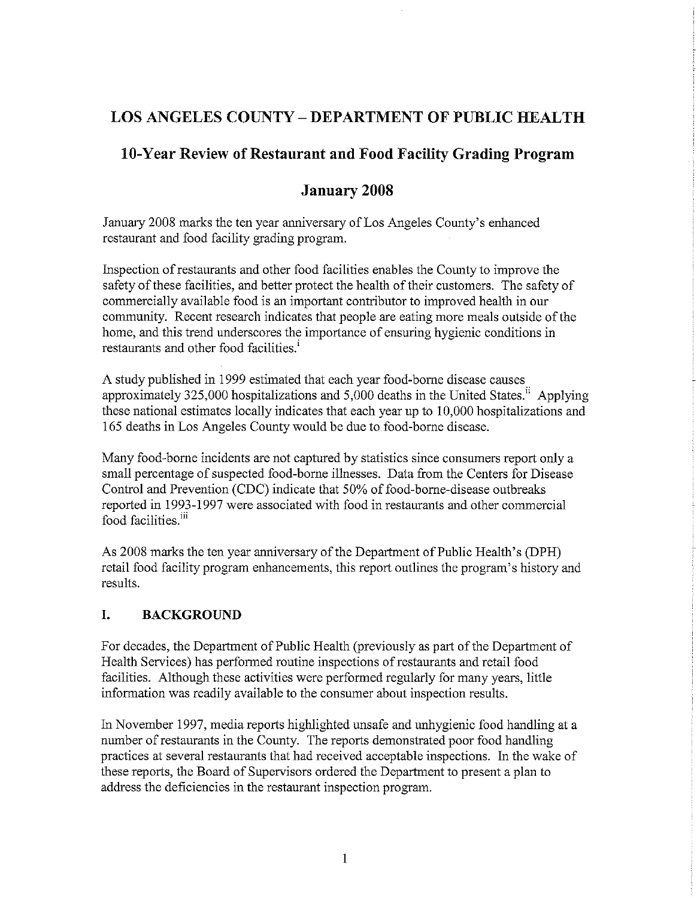# LOS ANGELES COUNTY – DEPARTMENT OF PUBLIC HEALTH

## 10-Year Review of Restaurant and Food Facility Grading Program

## January 2008

January 2008 marks the ten year anniversary of Los Angeles County's enhanced restaurant and food facility grading program.

Inspection of restaurants and other food facilities enables the County to improve the safety of these facilities, and better protect the health of their customers. The safety of commercially available food is an important contributor to improved health in our community. Recent research indicates that people are eating more meals outside of the home, and this trend underscores the importance of ensuring hygienic conditions in restaurants and other food facilities.[i]

A study published in 1999 estimated that each year food-borne disease causes approximately 325,000 hospitalizations and 5,000 deaths in the United States.[ii] Applying these national estimates locally indicates that each year up to 10,000 hospitalizations and 165 deaths in Los Angeles County would be due to food-borne disease.

Many food-borne incidents are not captured by statistics since consumers report only a small percentage of suspected food-borne illnesses. Data from the Centers for Disease Control and Prevention (CDC) indicate that 50% of food-borne-disease outbreaks reported in 1993-1997 were associated with food in restaurants and other commercial food facilities.[iii]

As 2008 marks the ten year anniversary of the Department of Public Health's (DPH) retail food facility program enhancements, this report outlines the program's history and results.

### I. BACKGROUND

For decades, the Department of Public Health (previously as part of the Department of Health Services) has performed routine inspections of restaurants and retail food facilities. Although these activities were performed regularly for many years, little information was readily available to the consumer about inspection results.

In November 1997, media reports highlighted unsafe and unhygienic food handling at a number of restaurants in the County. The reports demonstrated poor food handling practices at several restaurants that had received acceptable inspections. In the wake of these reports, the Board of Supervisors ordered the Department to present a plan to address the deficiencies in the restaurant inspection program.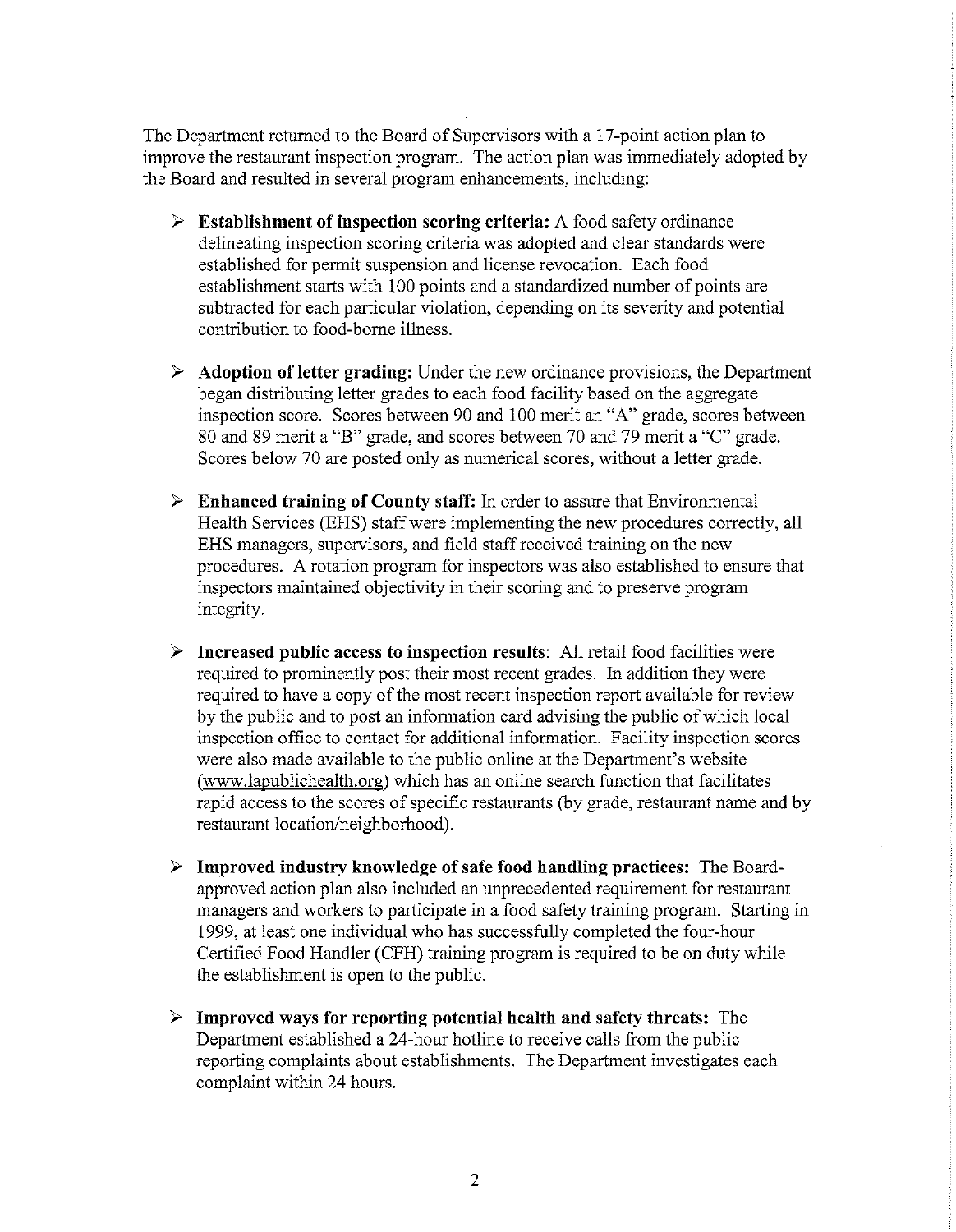The Department returned to the Board of Supervisors with a 17-point action plan to improve the restaurant inspection program. The action plan was immediately adopted by the Board and resulted in several program enhancements, including:

- **Establishment of inspection scoring criteria:** A food safety ordinance delineating inspection scoring criteria was adopted and clear standards were established for permit suspension and license revocation. Each food establishment starts with 100 points and a standardized number of points are subtracted for each particular violation, depending on its severity and potential contribution to food-borne illness.

- **Adoption of letter grading:** Under the new ordinance provisions, the Department began distributing letter grades to each food facility based on the aggregate inspection score. Scores between 90 and 100 merit an "A" grade, scores between 80 and 89 merit a "B" grade, and scores between 70 and 79 merit a "C" grade. Scores below 70 are posted only as numerical scores, without a letter grade.

- **Enhanced training of County staff:** In order to assure that Environmental Health Services (EHS) staff were implementing the new procedures correctly, all EHS managers, supervisors, and field staff received training on the new procedures. A rotation program for inspectors was also established to ensure that inspectors maintained objectivity in their scoring and to preserve program integrity.

- **Increased public access to inspection results**: All retail food facilities were required to prominently post their most recent grades. In addition they were required to have a copy of the most recent inspection report available for review by the public and to post an information card advising the public of which local inspection office to contact for additional information. Facility inspection scores were also made available to the public online at the Department's website (www.lapublichealth.org) which has an online search function that facilitates rapid access to the scores of specific restaurants (by grade, restaurant name and by restaurant location/neighborhood).

- **Improved industry knowledge of safe food handling practices:** The Board-approved action plan also included an unprecedented requirement for restaurant managers and workers to participate in a food safety training program. Starting in 1999, at least one individual who has successfully completed the four-hour Certified Food Handler (CFH) training program is required to be on duty while the establishment is open to the public.

- **Improved ways for reporting potential health and safety threats:** The Department established a 24-hour hotline to receive calls from the public reporting complaints about establishments. The Department investigates each complaint within 24 hours.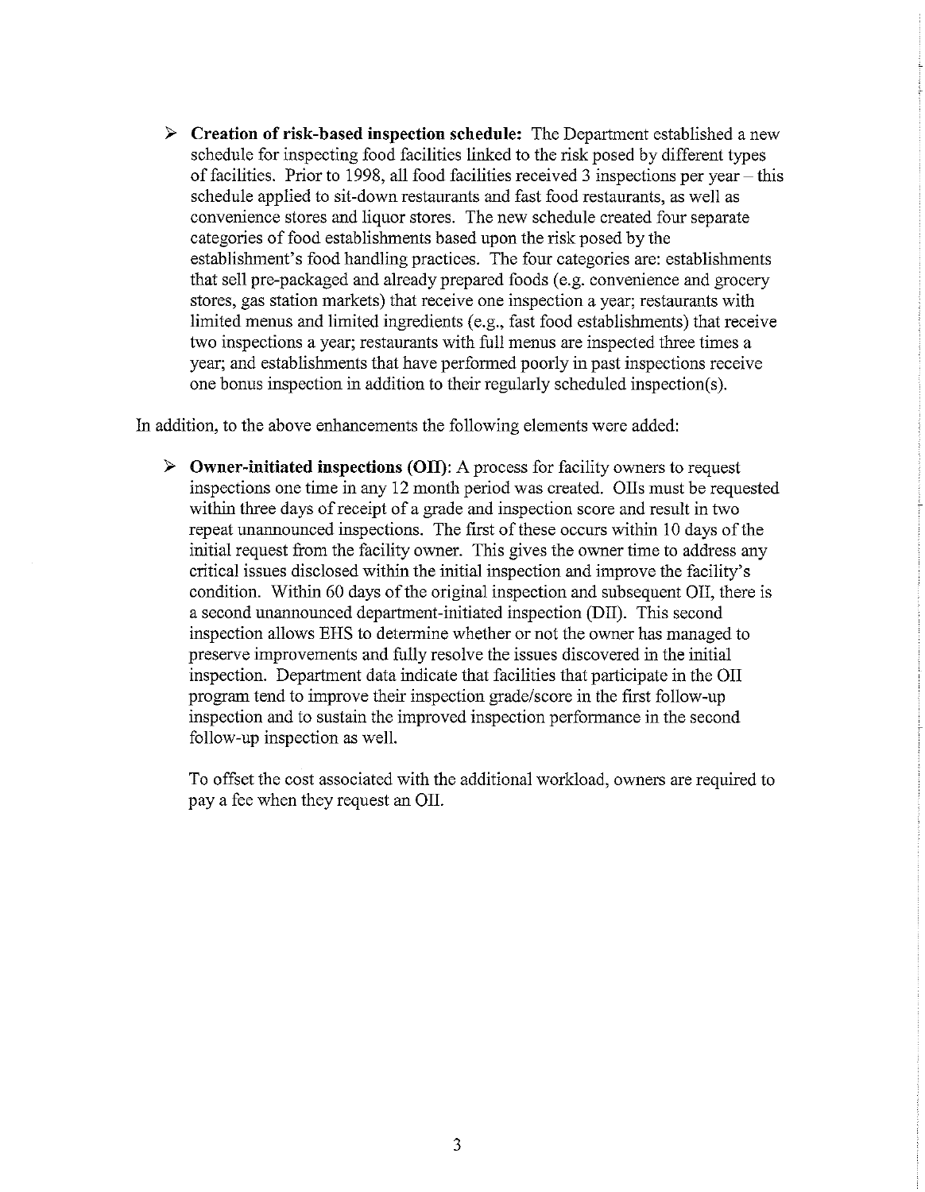- **Creation of risk-based inspection schedule:** The Department established a new schedule for inspecting food facilities linked to the risk posed by different types of facilities. Prior to 1998, all food facilities received 3 inspections per year – this schedule applied to sit-down restaurants and fast food restaurants, as well as convenience stores and liquor stores. The new schedule created four separate categories of food establishments based upon the risk posed by the establishment's food handling practices. The four categories are: establishments that sell pre-packaged and already prepared foods (e.g. convenience and grocery stores, gas station markets) that receive one inspection a year; restaurants with limited menus and limited ingredients (e.g., fast food establishments) that receive two inspections a year; restaurants with full menus are inspected three times a year; and establishments that have performed poorly in past inspections receive one bonus inspection in addition to their regularly scheduled inspection(s).

In addition, to the above enhancements the following elements were added:

- **Owner-initiated inspections (OII)**: A process for facility owners to request inspections one time in any 12 month period was created. OIIs must be requested within three days of receipt of a grade and inspection score and result in two repeat unannounced inspections. The first of these occurs within 10 days of the initial request from the facility owner. This gives the owner time to address any critical issues disclosed within the initial inspection and improve the facility's condition. Within 60 days of the original inspection and subsequent OII, there is a second unannounced department-initiated inspection (DII). This second inspection allows EHS to determine whether or not the owner has managed to preserve improvements and fully resolve the issues discovered in the initial inspection. Department data indicate that facilities that participate in the OII program tend to improve their inspection grade/score in the first follow-up inspection and to sustain the improved inspection performance in the second follow-up inspection as well.

  To offset the cost associated with the additional workload, owners are required to pay a fee when they request an OII.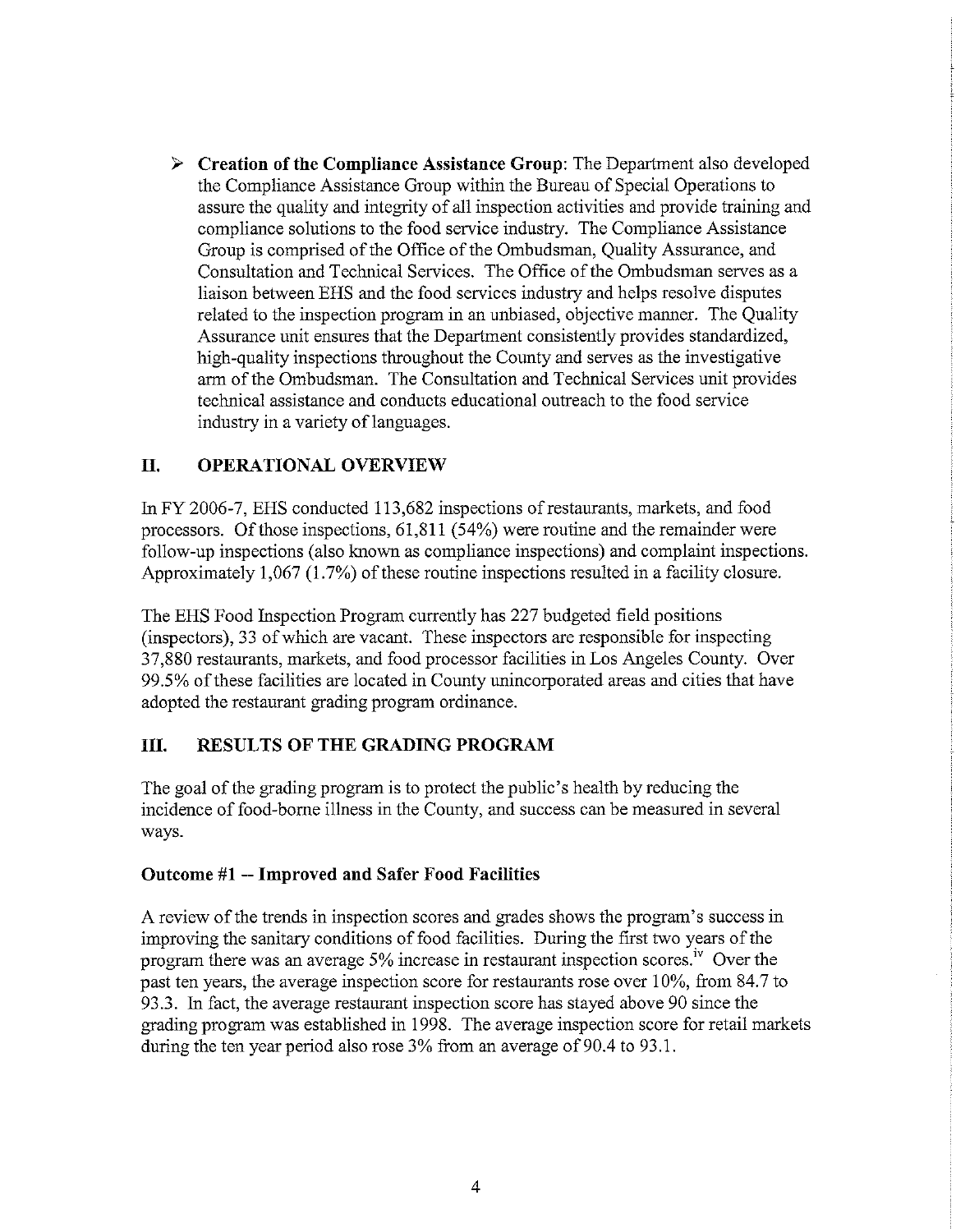- **Creation of the Compliance Assistance Group**: The Department also developed the Compliance Assistance Group within the Bureau of Special Operations to assure the quality and integrity of all inspection activities and provide training and compliance solutions to the food service industry. The Compliance Assistance Group is comprised of the Office of the Ombudsman, Quality Assurance, and Consultation and Technical Services. The Office of the Ombudsman serves as a liaison between EHS and the food services industry and helps resolve disputes related to the inspection program in an unbiased, objective manner. The Quality Assurance unit ensures that the Department consistently provides standardized, high-quality inspections throughout the County and serves as the investigative arm of the Ombudsman. The Consultation and Technical Services unit provides technical assistance and conducts educational outreach to the food service industry in a variety of languages.

## II. OPERATIONAL OVERVIEW

In FY 2006-7, EHS conducted 113,682 inspections of restaurants, markets, and food processors. Of those inspections, 61,811 (54%) were routine and the remainder were follow-up inspections (also known as compliance inspections) and complaint inspections. Approximately 1,067 (1.7%) of these routine inspections resulted in a facility closure.

The EHS Food Inspection Program currently has 227 budgeted field positions (inspectors), 33 of which are vacant. These inspectors are responsible for inspecting 37,880 restaurants, markets, and food processor facilities in Los Angeles County. Over 99.5% of these facilities are located in County unincorporated areas and cities that have adopted the restaurant grading program ordinance.

## III. RESULTS OF THE GRADING PROGRAM

The goal of the grading program is to protect the public's health by reducing the incidence of food-borne illness in the County, and success can be measured in several ways.

### Outcome #1 -- Improved and Safer Food Facilities

A review of the trends in inspection scores and grades shows the program's success in improving the sanitary conditions of food facilities. During the first two years of the program there was an average 5% increase in restaurant inspection scores.[iv] Over the past ten years, the average inspection score for restaurants rose over 10%, from 84.7 to 93.3. In fact, the average restaurant inspection score has stayed above 90 since the grading program was established in 1998. The average inspection score for retail markets during the ten year period also rose 3% from an average of 90.4 to 93.1.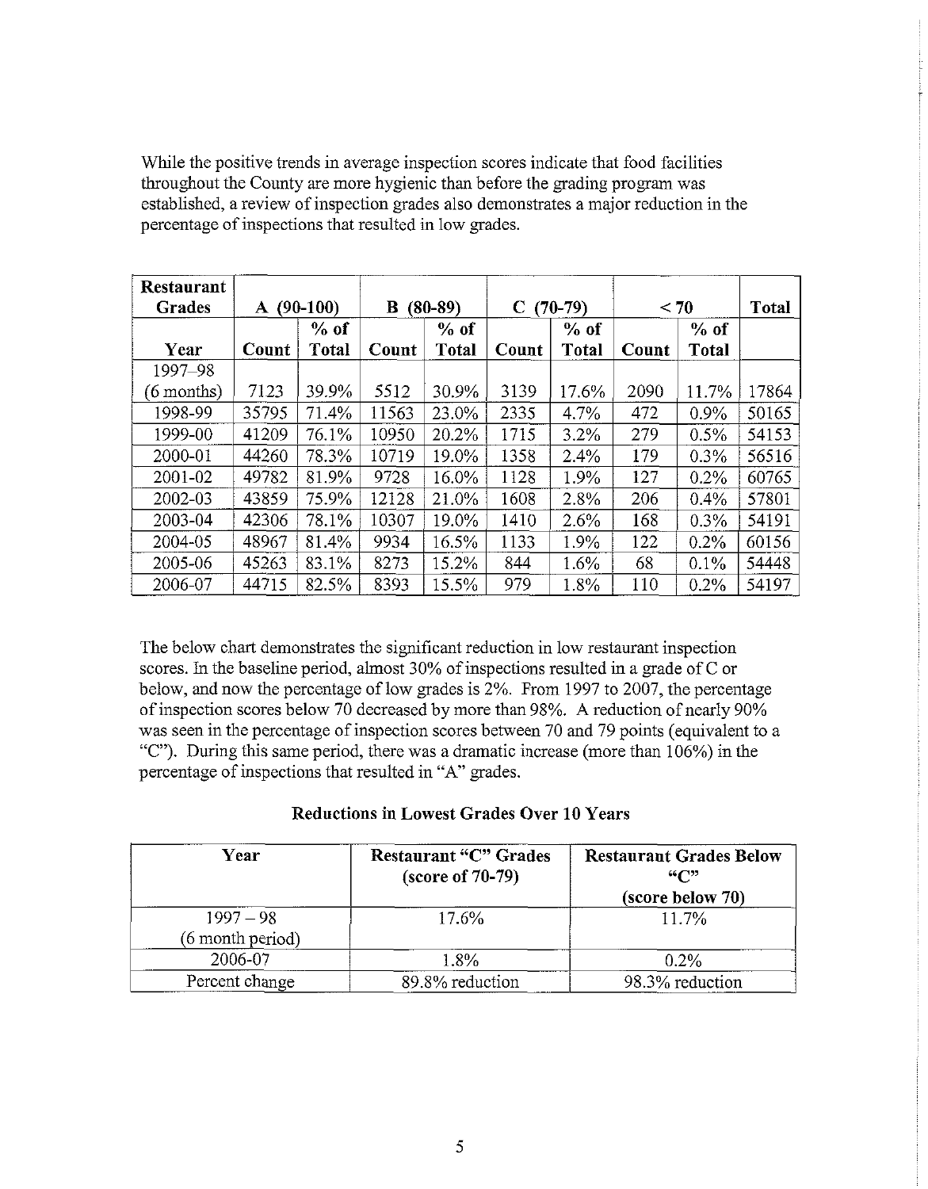While the positive trends in average inspection scores indicate that food facilities throughout the County are more hygienic than before the grading program was established, a review of inspection grades also demonstrates a major reduction in the percentage of inspections that resulted in low grades.

| Restaurant Grades | A (90-100) | | B (80-89) | | C (70-79) | | < 70 | | Total |
|---|---|---|---|---|---|---|---|---|---|
| Year | Count | % of Total | Count | % of Total | Count | % of Total | Count | % of Total | |
| 1997–98 (6 months) | 7123 | 39.9% | 5512 | 30.9% | 3139 | 17.6% | 2090 | 11.7% | 17864 |
| 1998-99 | 35795 | 71.4% | 11563 | 23.0% | 2335 | 4.7% | 472 | 0.9% | 50165 |
| 1999-00 | 41209 | 76.1% | 10950 | 20.2% | 1715 | 3.2% | 279 | 0.5% | 54153 |
| 2000-01 | 44260 | 78.3% | 10719 | 19.0% | 1358 | 2.4% | 179 | 0.3% | 56516 |
| 2001-02 | 49782 | 81.9% | 9728 | 16.0% | 1128 | 1.9% | 127 | 0.2% | 60765 |
| 2002-03 | 43859 | 75.9% | 12128 | 21.0% | 1608 | 2.8% | 206 | 0.4% | 57801 |
| 2003-04 | 42306 | 78.1% | 10307 | 19.0% | 1410 | 2.6% | 168 | 0.3% | 54191 |
| 2004-05 | 48967 | 81.4% | 9934 | 16.5% | 1133 | 1.9% | 122 | 0.2% | 60156 |
| 2005-06 | 45263 | 83.1% | 8273 | 15.2% | 844 | 1.6% | 68 | 0.1% | 54448 |
| 2006-07 | 44715 | 82.5% | 8393 | 15.5% | 979 | 1.8% | 110 | 0.2% | 54197 |

The below chart demonstrates the significant reduction in low restaurant inspection scores. In the baseline period, almost 30% of inspections resulted in a grade of C or below, and now the percentage of low grades is 2%. From 1997 to 2007, the percentage of inspection scores below 70 decreased by more than 98%. A reduction of nearly 90% was seen in the percentage of inspection scores between 70 and 79 points (equivalent to a "C"). During this same period, there was a dramatic increase (more than 106%) in the percentage of inspections that resulted in "A" grades.

**Reductions in Lowest Grades Over 10 Years**

| Year | Restaurant "C" Grades (score of 70-79) | Restaurant Grades Below "C" (score below 70) |
|---|---|---|
| 1997 – 98 (6 month period) | 17.6% | 11.7% |
| 2006-07 | 1.8% | 0.2% |
| Percent change | 89.8% reduction | 98.3% reduction |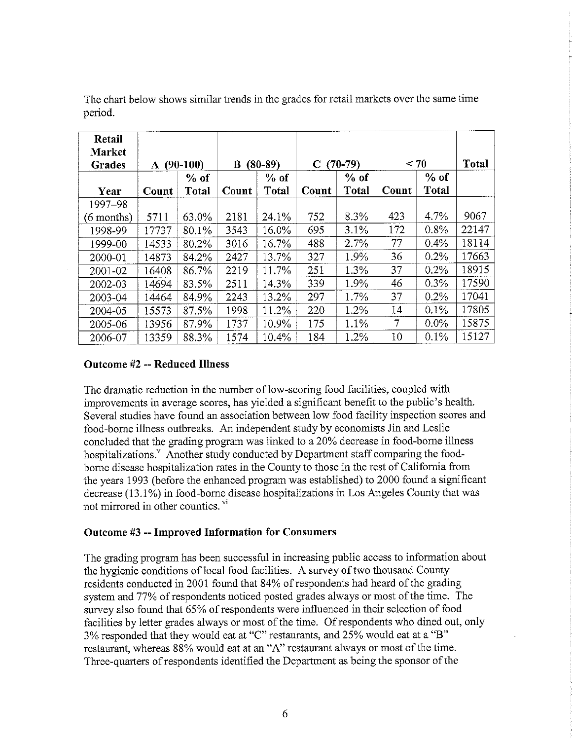The chart below shows similar trends in the grades for retail markets over the same time period.

| Retail Market Grades | A (90-100) | | B (80-89) | | C (70-79) | | < 70 | | Total |
|---|---|---|---|---|---|---|---|---|---|
| Year | Count | % of Total | Count | % of Total | Count | % of Total | Count | % of Total | |
| 1997–98 (6 months) | 5711 | 63.0% | 2181 | 24.1% | 752 | 8.3% | 423 | 4.7% | 9067 |
| 1998-99 | 17737 | 80.1% | 3543 | 16.0% | 695 | 3.1% | 172 | 0.8% | 22147 |
| 1999-00 | 14533 | 80.2% | 3016 | 16.7% | 488 | 2.7% | 77 | 0.4% | 18114 |
| 2000-01 | 14873 | 84.2% | 2427 | 13.7% | 327 | 1.9% | 36 | 0.2% | 17663 |
| 2001-02 | 16408 | 86.7% | 2219 | 11.7% | 251 | 1.3% | 37 | 0.2% | 18915 |
| 2002-03 | 14694 | 83.5% | 2511 | 14.3% | 339 | 1.9% | 46 | 0.3% | 17590 |
| 2003-04 | 14464 | 84.9% | 2243 | 13.2% | 297 | 1.7% | 37 | 0.2% | 17041 |
| 2004-05 | 15573 | 87.5% | 1998 | 11.2% | 220 | 1.2% | 14 | 0.1% | 17805 |
| 2005-06 | 13956 | 87.9% | 1737 | 10.9% | 175 | 1.1% | 7 | 0.0% | 15875 |
| 2006-07 | 13359 | 88.3% | 1574 | 10.4% | 184 | 1.2% | 10 | 0.1% | 15127 |

**Outcome #2 -- Reduced Illness**

The dramatic reduction in the number of low-scoring food facilities, coupled with improvements in average scores, has yielded a significant benefit to the public's health. Several studies have found an association between low food facility inspection scores and food-borne illness outbreaks. An independent study by economists Jin and Leslie concluded that the grading program was linked to a 20% decrease in food-borne illness hospitalizations.[v] Another study conducted by Department staff comparing the food-borne disease hospitalization rates in the County to those in the rest of California from the years 1993 (before the enhanced program was established) to 2000 found a significant decrease (13.1%) in food-borne disease hospitalizations in Los Angeles County that was not mirrored in other counties.[vi]

**Outcome #3 -- Improved Information for Consumers**

The grading program has been successful in increasing public access to information about the hygienic conditions of local food facilities. A survey of two thousand County residents conducted in 2001 found that 84% of respondents had heard of the grading system and 77% of respondents noticed posted grades always or most of the time. The survey also found that 65% of respondents were influenced in their selection of food facilities by letter grades always or most of the time. Of respondents who dined out, only 3% responded that they would eat at "C" restaurants, and 25% would eat at a "B" restaurant, whereas 88% would eat at an "A" restaurant always or most of the time. Three-quarters of respondents identified the Department as being the sponsor of the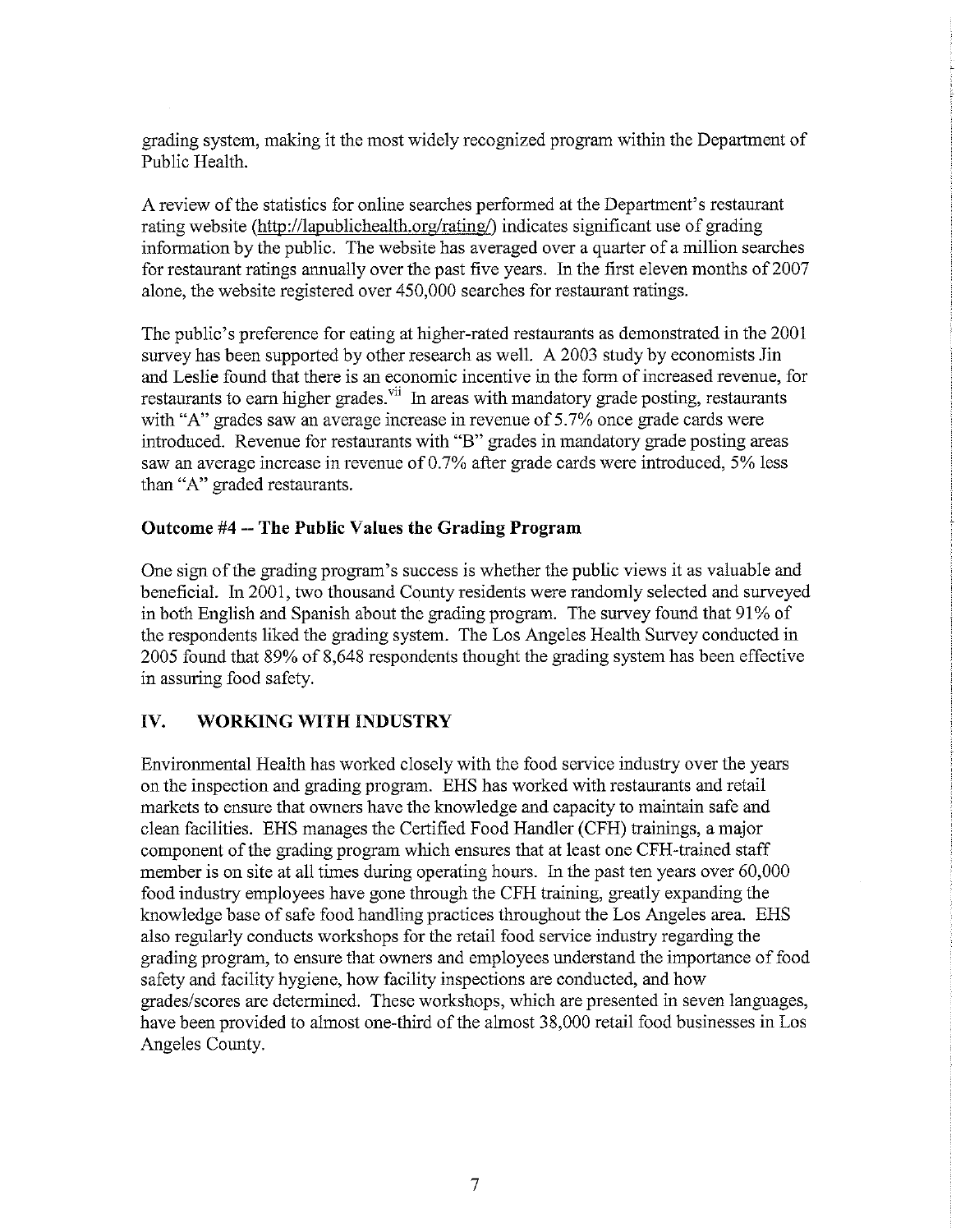grading system, making it the most widely recognized program within the Department of Public Health.

A review of the statistics for online searches performed at the Department's restaurant rating website (http://lapublichealth.org/rating/) indicates significant use of grading information by the public. The website has averaged over a quarter of a million searches for restaurant ratings annually over the past five years. In the first eleven months of 2007 alone, the website registered over 450,000 searches for restaurant ratings.

The public's preference for eating at higher-rated restaurants as demonstrated in the 2001 survey has been supported by other research as well. A 2003 study by economists Jin and Leslie found that there is an economic incentive in the form of increased revenue, for restaurants to earn higher grades.[vii] In areas with mandatory grade posting, restaurants with "A" grades saw an average increase in revenue of 5.7% once grade cards were introduced. Revenue for restaurants with "B" grades in mandatory grade posting areas saw an average increase in revenue of 0.7% after grade cards were introduced, 5% less than "A" graded restaurants.

### Outcome #4 – The Public Values the Grading Program

One sign of the grading program's success is whether the public views it as valuable and beneficial. In 2001, two thousand County residents were randomly selected and surveyed in both English and Spanish about the grading program. The survey found that 91% of the respondents liked the grading system. The Los Angeles Health Survey conducted in 2005 found that 89% of 8,648 respondents thought the grading system has been effective in assuring food safety.

## IV. WORKING WITH INDUSTRY

Environmental Health has worked closely with the food service industry over the years on the inspection and grading program. EHS has worked with restaurants and retail markets to ensure that owners have the knowledge and capacity to maintain safe and clean facilities. EHS manages the Certified Food Handler (CFH) trainings, a major component of the grading program which ensures that at least one CFH-trained staff member is on site at all times during operating hours. In the past ten years over 60,000 food industry employees have gone through the CFH training, greatly expanding the knowledge base of safe food handling practices throughout the Los Angeles area. EHS also regularly conducts workshops for the retail food service industry regarding the grading program, to ensure that owners and employees understand the importance of food safety and facility hygiene, how facility inspections are conducted, and how grades/scores are determined. These workshops, which are presented in seven languages, have been provided to almost one-third of the almost 38,000 retail food businesses in Los Angeles County.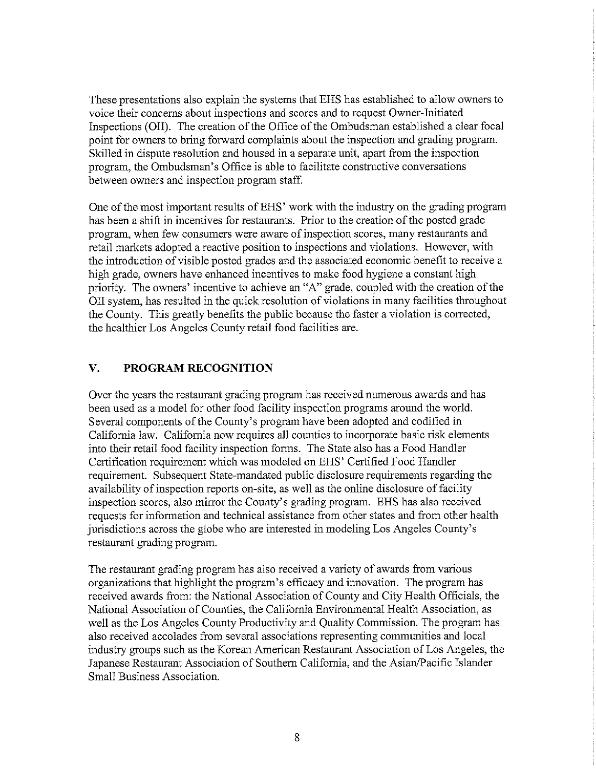These presentations also explain the systems that EHS has established to allow owners to voice their concerns about inspections and scores and to request Owner-Initiated Inspections (OII). The creation of the Office of the Ombudsman established a clear focal point for owners to bring forward complaints about the inspection and grading program. Skilled in dispute resolution and housed in a separate unit, apart from the inspection program, the Ombudsman's Office is able to facilitate constructive conversations between owners and inspection program staff.

One of the most important results of EHS' work with the industry on the grading program has been a shift in incentives for restaurants. Prior to the creation of the posted grade program, when few consumers were aware of inspection scores, many restaurants and retail markets adopted a reactive position to inspections and violations. However, with the introduction of visible posted grades and the associated economic benefit to receive a high grade, owners have enhanced incentives to make food hygiene a constant high priority. The owners' incentive to achieve an "A" grade, coupled with the creation of the OII system, has resulted in the quick resolution of violations in many facilities throughout the County. This greatly benefits the public because the faster a violation is corrected, the healthier Los Angeles County retail food facilities are.

## V. PROGRAM RECOGNITION

Over the years the restaurant grading program has received numerous awards and has been used as a model for other food facility inspection programs around the world. Several components of the County's program have been adopted and codified in California law. California now requires all counties to incorporate basic risk elements into their retail food facility inspection forms. The State also has a Food Handler Certification requirement which was modeled on EHS' Certified Food Handler requirement. Subsequent State-mandated public disclosure requirements regarding the availability of inspection reports on-site, as well as the online disclosure of facility inspection scores, also mirror the County's grading program. EHS has also received requests for information and technical assistance from other states and from other health jurisdictions across the globe who are interested in modeling Los Angeles County's restaurant grading program.

The restaurant grading program has also received a variety of awards from various organizations that highlight the program's efficacy and innovation. The program has received awards from: the National Association of County and City Health Officials, the National Association of Counties, the California Environmental Health Association, as well as the Los Angeles County Productivity and Quality Commission. The program has also received accolades from several associations representing communities and local industry groups such as the Korean American Restaurant Association of Los Angeles, the Japanese Restaurant Association of Southern California, and the Asian/Pacific Islander Small Business Association.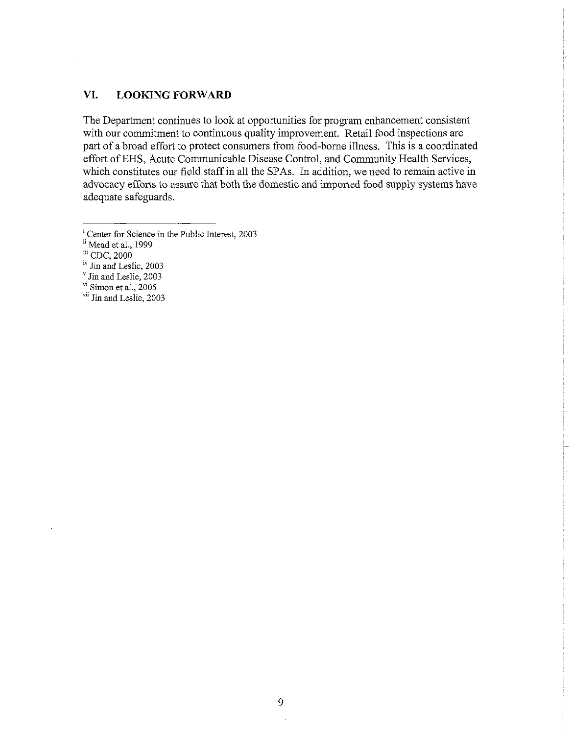## VI. LOOKING FORWARD

The Department continues to look at opportunities for program enhancement consistent with our commitment to continuous quality improvement. Retail food inspections are part of a broad effort to protect consumers from food-borne illness. This is a coordinated effort of EHS, Acute Communicable Disease Control, and Community Health Services, which constitutes our field staff in all the SPAs. In addition, we need to remain active in advocacy efforts to assure that both the domestic and imported food supply systems have adequate safeguards.

---

[i] Center for Science in the Public Interest, 2003
[ii] Mead et al., 1999
[iii] CDC, 2000
[iv] Jin and Leslie, 2003
[v] Jin and Leslie, 2003
[vi] Simon et al., 2005
[vii] Jin and Leslie, 2003